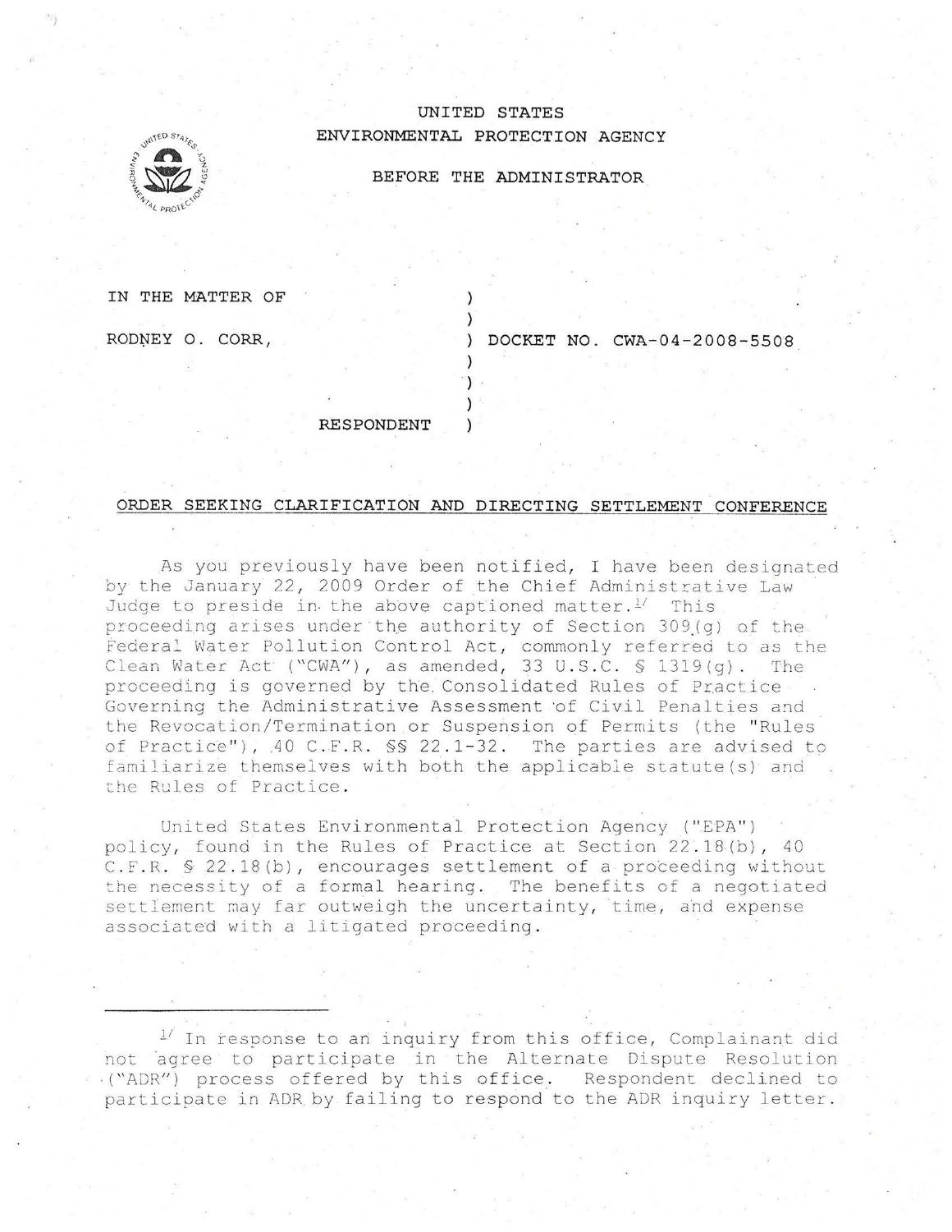UNITED STATES
ENVIRONMENTAL PROTECTION AGENCY

BEFORE THE ADMINISTRATOR

IN THE MATTER OF )
)
RODNEY O. CORR, ) DOCKET NO. CWA-04-2008-5508
)
)
)
RESPONDENT )

## ORDER SEEKING CLARIFICATION AND DIRECTING SETTLEMENT CONFERENCE

As you previously have been notified, I have been designated by the January 22, 2009 Order of the Chief Administrative Law Judge to preside in the above captioned matter.[1] This proceeding arises under the authority of Section 309(g) of the Federal Water Pollution Control Act, commonly referred to as the Clean Water Act ("CWA"), as amended, 33 U.S.C. § 1319(g). The proceeding is governed by the Consolidated Rules of Practice Governing the Administrative Assessment of Civil Penalties and the Revocation/Termination or Suspension of Permits (the "Rules of Practice"), 40 C.F.R. §§ 22.1-32. The parties are advised to familiarize themselves with both the applicable statute(s) and the Rules of Practice.

United States Environmental Protection Agency ("EPA") policy, found in the Rules of Practice at Section 22.18(b), 40 C.F.R. § 22.18(b), encourages settlement of a proceeding without the necessity of a formal hearing. The benefits of a negotiated settlement may far outweigh the uncertainty, time, and expense associated with a litigated proceeding.

---

[1] In response to an inquiry from this office, Complainant did not agree to participate in the Alternate Dispute Resolution ("ADR") process offered by this office. Respondent declined to participate in ADR by failing to respond to the ADR inquiry letter.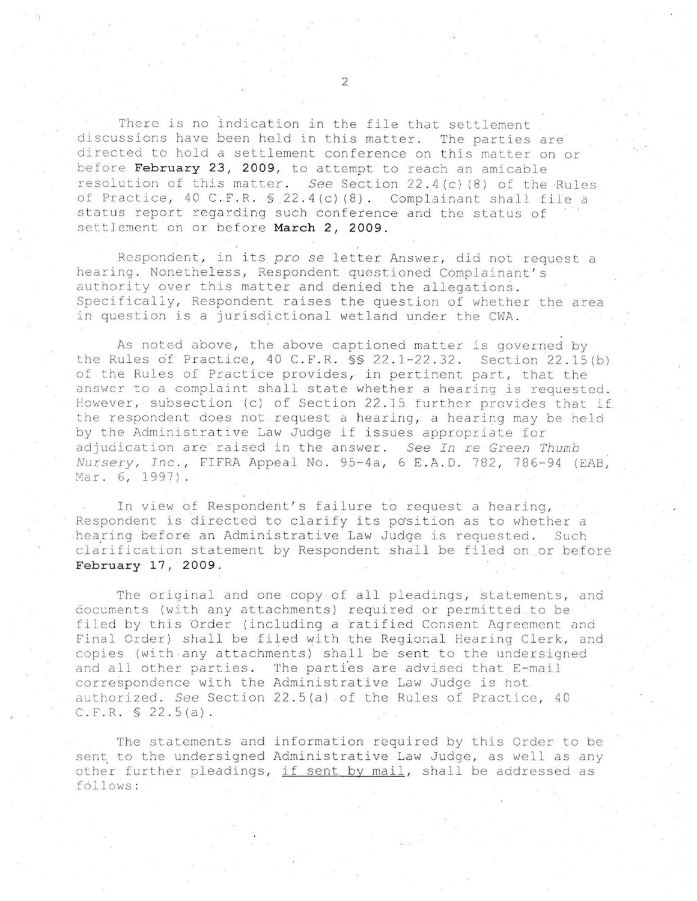There is no indication in the file that settlement discussions have been held in this matter. The parties are directed to hold a settlement conference on this matter on or before **February 23, 2009**, to attempt to reach an amicable resolution of this matter. *See* Section 22.4(c)(8) of the Rules of Practice, 40 C.F.R. § 22.4(c)(8). Complainant shall file a status report regarding such conference and the status of settlement on or before **March 2, 2009**.

Respondent, in its *pro se* letter Answer, did not request a hearing. Nonetheless, Respondent questioned Complainant's authority over this matter and denied the allegations. Specifically, Respondent raises the question of whether the area in question is a jurisdictional wetland under the CWA.

As noted above, the above captioned matter is governed by the Rules of Practice, 40 C.F.R. §§ 22.1-22.32. Section 22.15(b) of the Rules of Practice provides, in pertinent part, that the answer to a complaint shall state whether a hearing is requested. However, subsection (c) of Section 22.15 further provides that if the respondent does not request a hearing, a hearing may be held by the Administrative Law Judge if issues appropriate for adjudication are raised in the answer. *See In re Green Thumb Nursery, Inc.*, FIFRA Appeal No. 95-4a, 6 E.A.D. 782, 786-94 (EAB, Mar. 6, 1997).

In view of Respondent's failure to request a hearing, Respondent is directed to clarify its position as to whether a hearing before an Administrative Law Judge is requested. Such clarification statement by Respondent shall be filed on or before **February 17, 2009**.

The original and one copy of all pleadings, statements, and documents (with any attachments) required or permitted to be filed by this Order (including a ratified Consent Agreement and Final Order) shall be filed with the Regional Hearing Clerk, and copies (with any attachments) shall be sent to the undersigned and all other parties. The parties are advised that E-mail correspondence with the Administrative Law Judge is not authorized. *See* Section 22.5(a) of the Rules of Practice, 40 C.F.R. § 22.5(a).

The statements and information required by this Order to be sent to the undersigned Administrative Law Judge, as well as any other further pleadings, <u>if sent by mail</u>, shall be addressed as follows: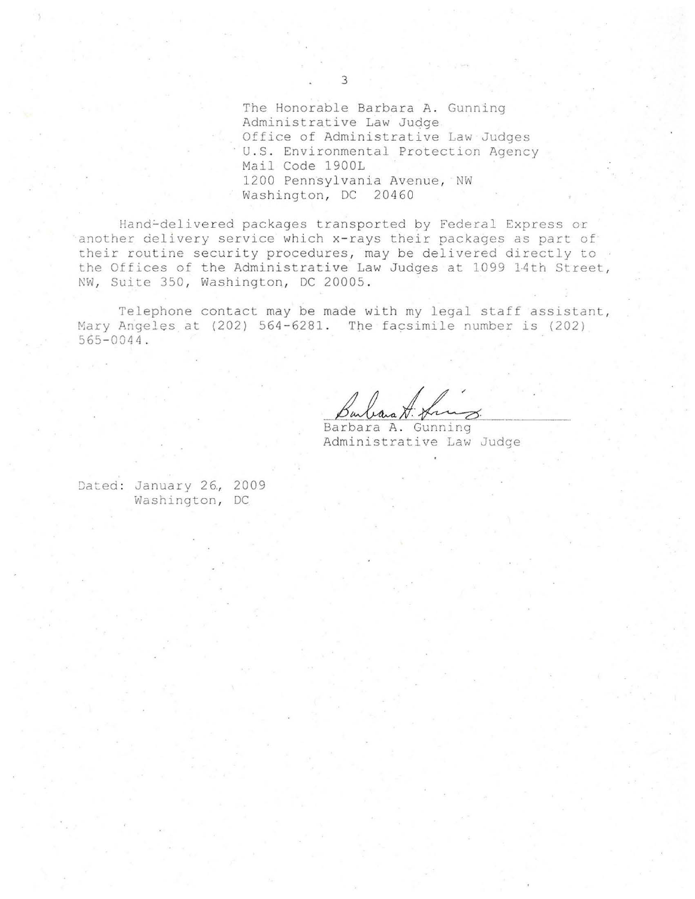The Honorable Barbara A. Gunning
Administrative Law Judge
Office of Administrative Law Judges
U.S. Environmental Protection Agency
Mail Code 1900L
1200 Pennsylvania Avenue, NW
Washington, DC 20460

Hand-delivered packages transported by Federal Express or another delivery service which x-rays their packages as part of their routine security procedures, may be delivered directly to the Offices of the Administrative Law Judges at 1099 14th Street, NW, Suite 350, Washington, DC 20005.

Telephone contact may be made with my legal staff assistant, Mary Angeles at (202) 564-6281. The facsimile number is (202) 565-0044.

Barbara A. Gunning
Administrative Law Judge

Dated: January 26, 2009
Washington, DC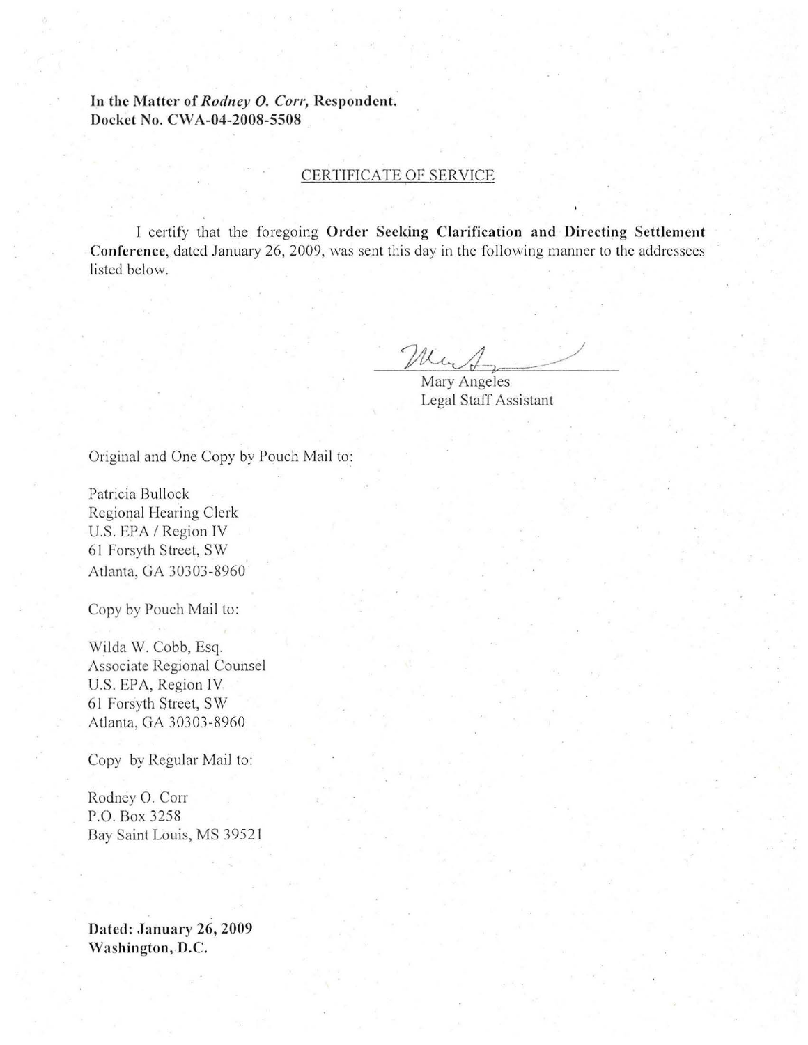**In the Matter of *Rodney O. Corr*, Respondent.**
**Docket No. CWA-04-2008-5508**

CERTIFICATE OF SERVICE

I certify that the foregoing **Order Seeking Clarification and Directing Settlement Conference**, dated January 26, 2009, was sent this day in the following manner to the addressees listed below.

Mary Angeles
Legal Staff Assistant

Original and One Copy by Pouch Mail to:

Patricia Bullock
Regional Hearing Clerk
U.S. EPA / Region IV
61 Forsyth Street, SW
Atlanta, GA 30303-8960

Copy by Pouch Mail to:

Wilda W. Cobb, Esq.
Associate Regional Counsel
U.S. EPA, Region IV
61 Forsyth Street, SW
Atlanta, GA 30303-8960

Copy by Regular Mail to:

Rodney O. Corr
P.O. Box 3258
Bay Saint Louis, MS 39521

**Dated: January 26, 2009**
**Washington, D.C.**